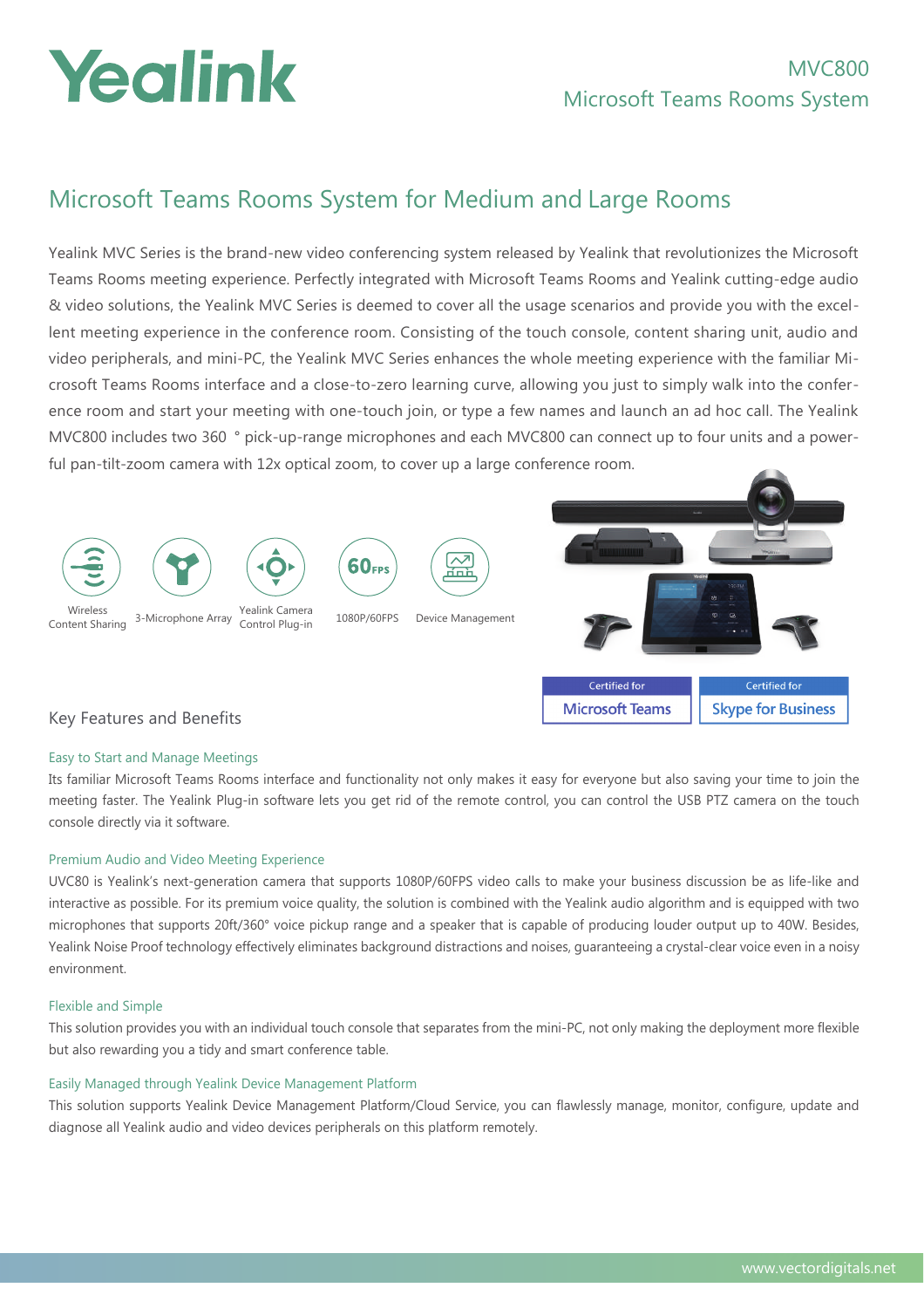# Yealink

MVC800
Microsoft Teams Rooms System

## Microsoft Teams Rooms System for Medium and Large Rooms

Yealink MVC Series is the brand-new video conferencing system released by Yealink that revolutionizes the Microsoft Teams Rooms meeting experience. Perfectly integrated with Microsoft Teams Rooms and Yealink cutting-edge audio & video solutions, the Yealink MVC Series is deemed to cover all the usage scenarios and provide you with the excellent meeting experience in the conference room. Consisting of the touch console, content sharing unit, audio and video peripherals, and mini-PC, the Yealink MVC Series enhances the whole meeting experience with the familiar Microsoft Teams Rooms interface and a close-to-zero learning curve, allowing you just to simply walk into the conference room and start your meeting with one-touch join, or type a few names and launch an ad hoc call. The Yealink MVC800 includes two 360 ° pick-up-range microphones and each MVC800 can connect up to four units and a powerful pan-tilt-zoom camera with 12x optical zoom, to cover up a large conference room.

Wireless Content Sharing | 3-Microphone Array | Yealink Camera Control Plug-in | 1080P/60FPS | Device Management

Certified for Microsoft Teams | Certified for Skype for Business

### Key Features and Benefits

#### Easy to Start and Manage Meetings

Its familiar Microsoft Teams Rooms interface and functionality not only makes it easy for everyone but also saving your time to join the meeting faster. The Yealink Plug-in software lets you get rid of the remote control, you can control the USB PTZ camera on the touch console directly via it software.

#### Premium Audio and Video Meeting Experience

UVC80 is Yealink's next-generation camera that supports 1080P/60FPS video calls to make your business discussion be as life-like and interactive as possible. For its premium voice quality, the solution is combined with the Yealink audio algorithm and is equipped with two microphones that supports 20ft/360° voice pickup range and a speaker that is capable of producing louder output up to 40W. Besides, Yealink Noise Proof technology effectively eliminates background distractions and noises, guaranteeing a crystal-clear voice even in a noisy environment.

#### Flexible and Simple

This solution provides you with an individual touch console that separates from the mini-PC, not only making the deployment more flexible but also rewarding you a tidy and smart conference table.

#### Easily Managed through Yealink Device Management Platform

This solution supports Yealink Device Management Platform/Cloud Service, you can flawlessly manage, monitor, configure, update and diagnose all Yealink audio and video devices peripherals on this platform remotely.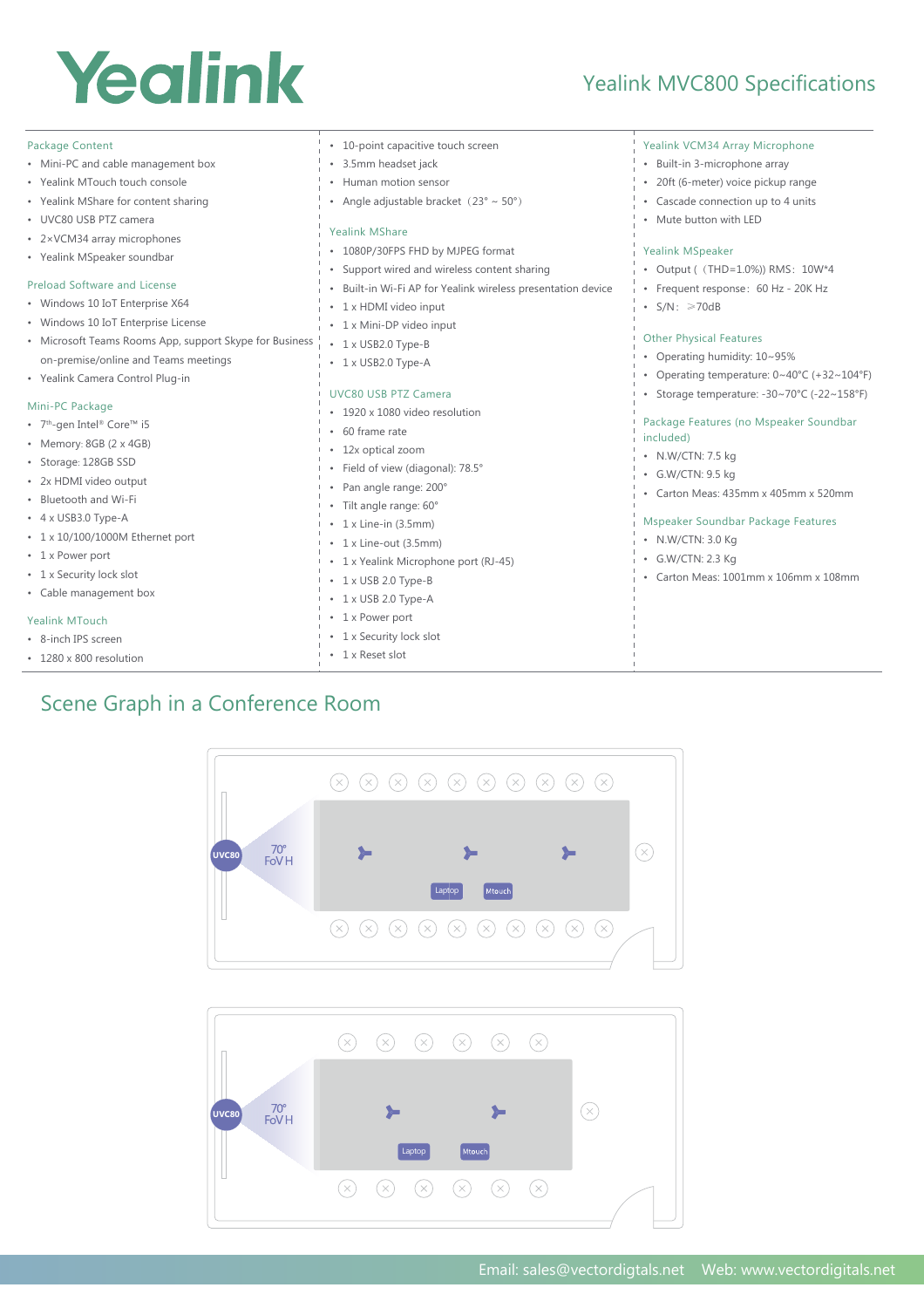# Yealink

## Yealink MVC800 Specifications

### Package Content

- Mini-PC and cable management box
- Yealink MTouch touch console
- Yealink MShare for content sharing
- UVC80 USB PTZ camera
- 2×VCM34 array microphones
- Yealink MSpeaker soundbar

### Preload Software and License

- Windows 10 IoT Enterprise X64
- Windows 10 IoT Enterprise License
- Microsoft Teams Rooms App, support Skype for Business on-premise/online and Teams meetings
- Yealink Camera Control Plug-in

### Mini-PC Package

- 7th-gen Intel® Core™ i5
- Memory: 8GB (2 x 4GB)
- Storage: 128GB SSD
- 2x HDMI video output
- Bluetooth and Wi-Fi
- 4 x USB3.0 Type-A
- 1 x 10/100/1000M Ethernet port
- 1 x Power port
- 1 x Security lock slot
- Cable management box

### Yealink MTouch

- 8-inch IPS screen
- 1280 x 800 resolution
- 10-point capacitive touch screen
- 3.5mm headset jack
- Human motion sensor
- Angle adjustable bracket（23° ~ 50°）

### Yealink MShare

- 1080P/30FPS FHD by MJPEG format
- Support wired and wireless content sharing
- Built-in Wi-Fi AP for Yealink wireless presentation device
- 1 x HDMI video input
- 1 x Mini-DP video input
- 1 x USB2.0 Type-B
- 1 x USB2.0 Type-A

### UVC80 USB PTZ Camera

- 1920 x 1080 video resolution
- 60 frame rate
- 12x optical zoom
- Field of view (diagonal): 78.5°
- Pan angle range: 200°
- Tilt angle range: 60°
- 1 x Line-in (3.5mm)
- 1 x Line-out (3.5mm)
- 1 x Yealink Microphone port (RJ-45)
- 1 x USB 2.0 Type-B
- 1 x USB 2.0 Type-A
- 1 x Power port
- 1 x Security lock slot
- 1 x Reset slot

### Yealink VCM34 Array Microphone

- Built-in 3-microphone array
- 20ft (6-meter) voice pickup range
- Cascade connection up to 4 units
- Mute button with LED

### Yealink MSpeaker

- Output（（THD=1.0%)）RMS：10W*4
- Frequent response：60 Hz - 20K Hz
- S/N：＞70dB

### Other Physical Features

- Operating humidity: 10~95%
- Operating temperature: 0~40°C (+32~104°F)
- Storage temperature: -30~70°C (-22~158°F)

### Package Features (no Mspeaker Soundbar included)

- N.W/CTN: 7.5 kg
- G.W/CTN: 9.5 kg
- Carton Meas: 435mm x 405mm x 520mm

### Mspeaker Soundbar Package Features

- N.W/CTN: 3.0 Kg
- G.W/CTN: 2.3 Kg
- Carton Meas: 1001mm x 106mm x 108mm

## Scene Graph in a Conference Room

UVC80 70° FoV H Laptop Mtouch

UVC80 70° FoV H Laptop Mtouch

Email: sales@vectordigitals.net Web: www.vectordigitals.net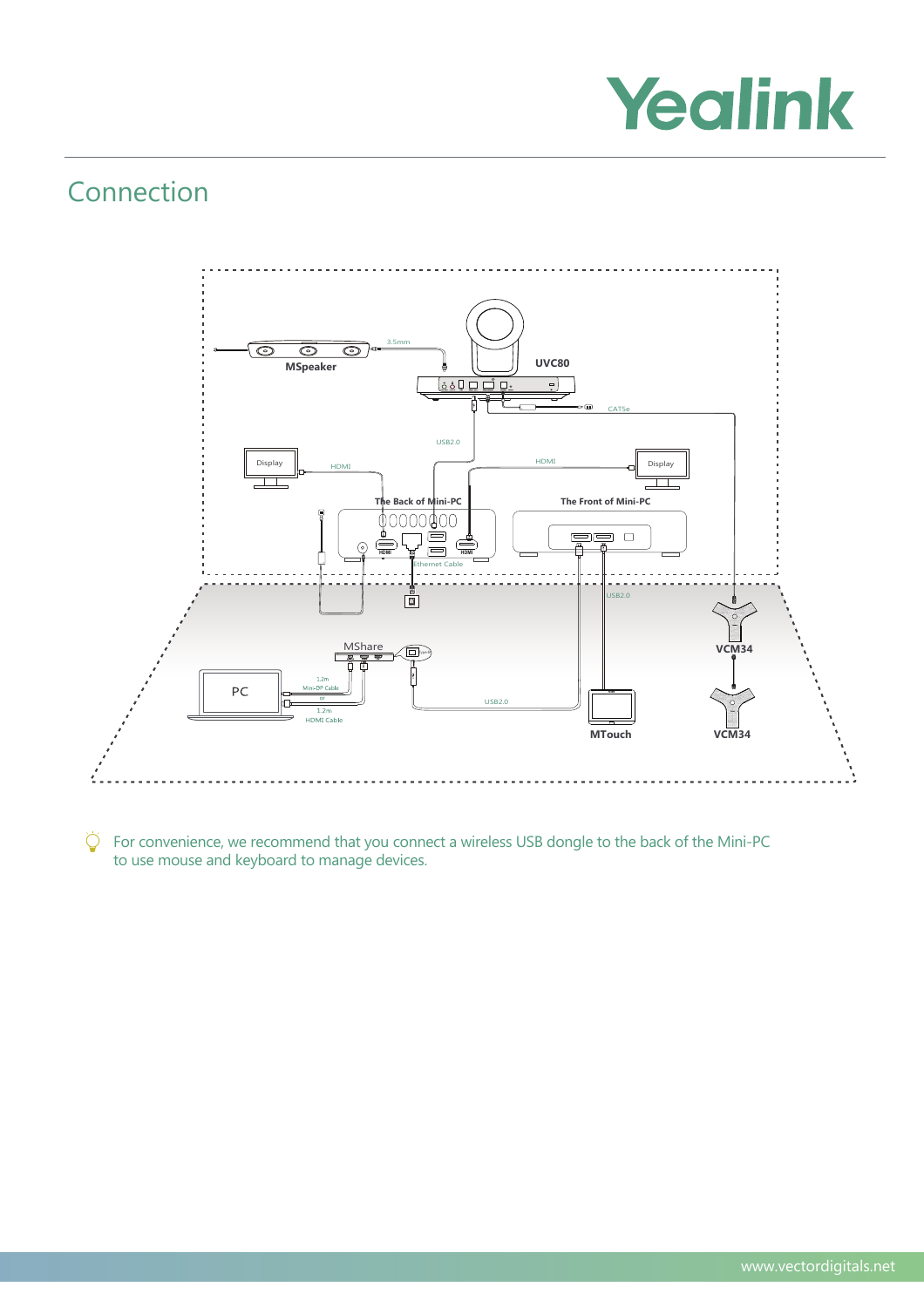## Connection

For convenience, we recommend that you connect a wireless USB dongle to the back of the Mini-PC to use mouse and keyboard to manage devices.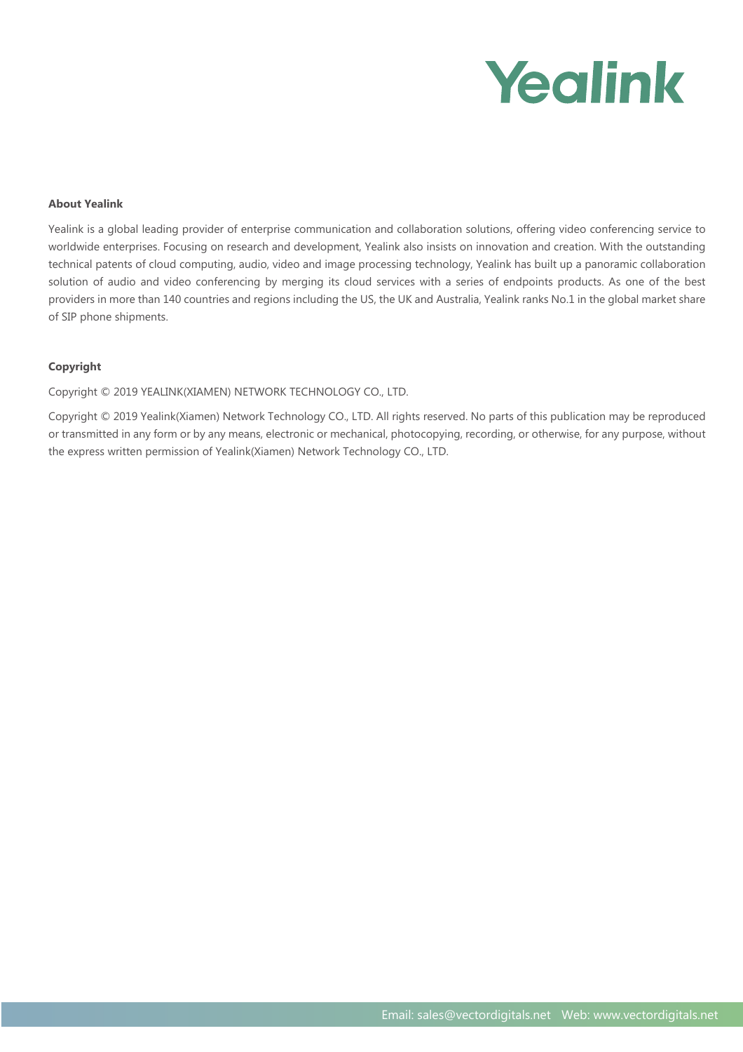Yealink

**About Yealink**

Yealink is a global leading provider of enterprise communication and collaboration solutions, offering video conferencing service to worldwide enterprises. Focusing on research and development, Yealink also insists on innovation and creation. With the outstanding technical patents of cloud computing, audio, video and image processing technology, Yealink has built up a panoramic collaboration solution of audio and video conferencing by merging its cloud services with a series of endpoints products. As one of the best providers in more than 140 countries and regions including the US, the UK and Australia, Yealink ranks No.1 in the global market share of SIP phone shipments.

**Copyright**

Copyright © 2019 YEALINK(XIAMEN) NETWORK TECHNOLOGY CO., LTD.

Copyright © 2019 Yealink(Xiamen) Network Technology CO., LTD. All rights reserved. No parts of this publication may be reproduced or transmitted in any form or by any means, electronic or mechanical, photocopying, recording, or otherwise, for any purpose, without the express written permission of Yealink(Xiamen) Network Technology CO., LTD.

Email: sales@vectordigitals.net Web: www.vectordigitals.net